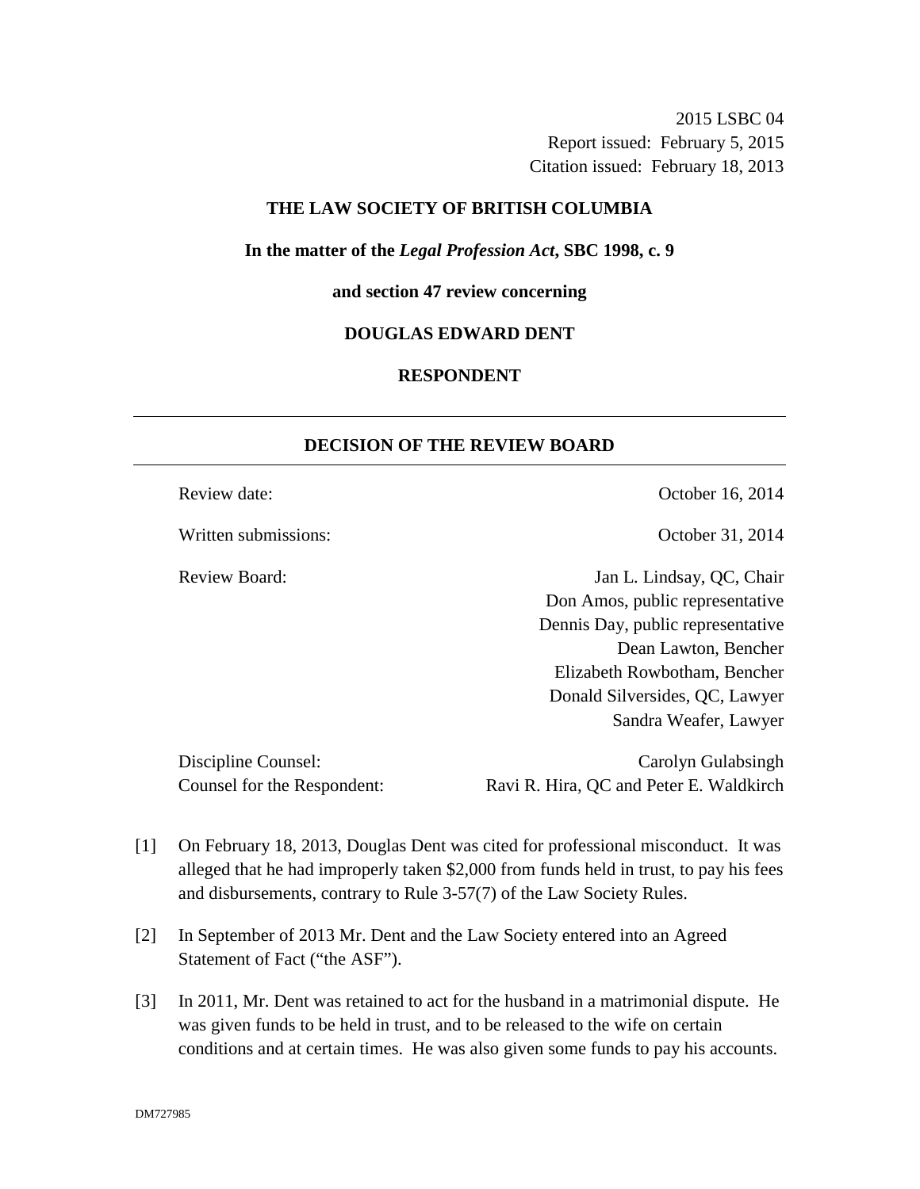2015 LSBC 04
Report issued: February 5, 2015
Citation issued: February 18, 2013

**THE LAW SOCIETY OF BRITISH COLUMBIA**

**In the matter of the *Legal Profession Act*, SBC 1998, c. 9**

**and section 47 review concerning**

**DOUGLAS EDWARD DENT**

**RESPONDENT**

---

## DECISION OF THE REVIEW BOARD

---

| | |
|---|---|
| Review date: | October 16, 2014 |
| Written submissions: | October 31, 2014 |
| Review Board: | Jan L. Lindsay, QC, Chair<br>Don Amos, public representative<br>Dennis Day, public representative<br>Dean Lawton, Bencher<br>Elizabeth Rowbotham, Bencher<br>Donald Silversides, QC, Lawyer<br>Sandra Weafer, Lawyer |
| Discipline Counsel: | Carolyn Gulabsingh |
| Counsel for the Respondent: | Ravi R. Hira, QC and Peter E. Waldkirch |

[1] On February 18, 2013, Douglas Dent was cited for professional misconduct. It was alleged that he had improperly taken $2,000 from funds held in trust, to pay his fees and disbursements, contrary to Rule 3-57(7) of the Law Society Rules.

[2] In September of 2013 Mr. Dent and the Law Society entered into an Agreed Statement of Fact ("the ASF").

[3] In 2011, Mr. Dent was retained to act for the husband in a matrimonial dispute. He was given funds to be held in trust, and to be released to the wife on certain conditions and at certain times. He was also given some funds to pay his accounts.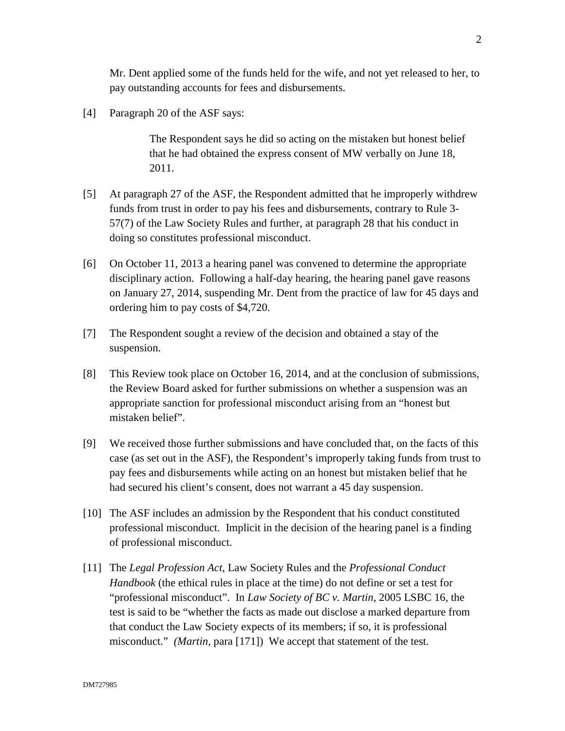Mr. Dent applied some of the funds held for the wife, and not yet released to her, to pay outstanding accounts for fees and disbursements.

[4] Paragraph 20 of the ASF says:

> The Respondent says he did so acting on the mistaken but honest belief that he had obtained the express consent of MW verbally on June 18, 2011.

[5] At paragraph 27 of the ASF, the Respondent admitted that he improperly withdrew funds from trust in order to pay his fees and disbursements, contrary to Rule 3-57(7) of the Law Society Rules and further, at paragraph 28 that his conduct in doing so constitutes professional misconduct.

[6] On October 11, 2013 a hearing panel was convened to determine the appropriate disciplinary action. Following a half-day hearing, the hearing panel gave reasons on January 27, 2014, suspending Mr. Dent from the practice of law for 45 days and ordering him to pay costs of $4,720.

[7] The Respondent sought a review of the decision and obtained a stay of the suspension.

[8] This Review took place on October 16, 2014, and at the conclusion of submissions, the Review Board asked for further submissions on whether a suspension was an appropriate sanction for professional misconduct arising from an "honest but mistaken belief".

[9] We received those further submissions and have concluded that, on the facts of this case (as set out in the ASF), the Respondent's improperly taking funds from trust to pay fees and disbursements while acting on an honest but mistaken belief that he had secured his client's consent, does not warrant a 45 day suspension.

[10] The ASF includes an admission by the Respondent that his conduct constituted professional misconduct. Implicit in the decision of the hearing panel is a finding of professional misconduct.

[11] The *Legal Profession Act*, Law Society Rules and the *Professional Conduct Handbook* (the ethical rules in place at the time) do not define or set a test for "professional misconduct". In *Law Society of BC v. Martin*, 2005 LSBC 16, the test is said to be "whether the facts as made out disclose a marked departure from that conduct the Law Society expects of its members; if so, it is professional misconduct." *(Martin*, para [171]) We accept that statement of the test.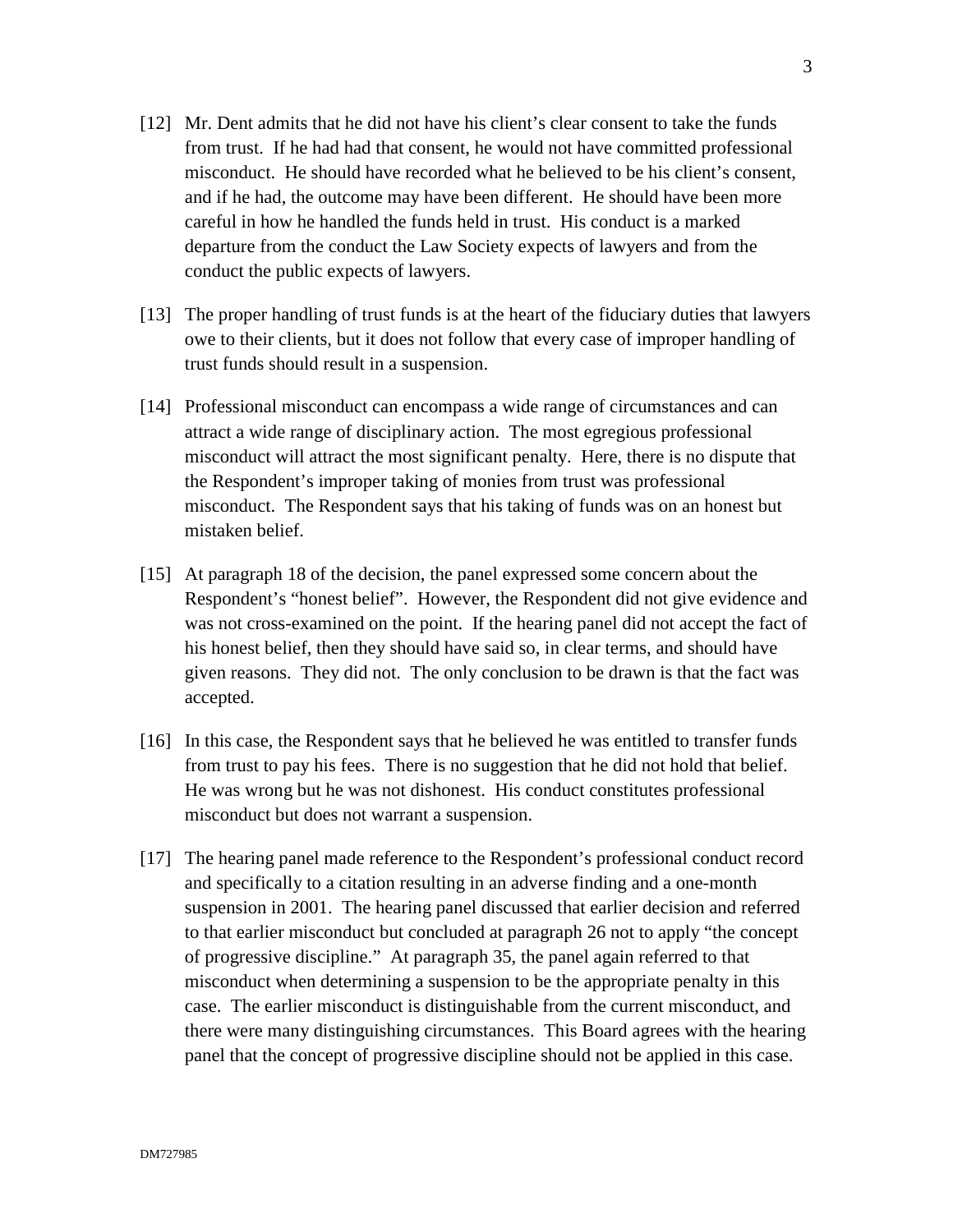[12] Mr. Dent admits that he did not have his client's clear consent to take the funds from trust. If he had had that consent, he would not have committed professional misconduct. He should have recorded what he believed to be his client's consent, and if he had, the outcome may have been different. He should have been more careful in how he handled the funds held in trust. His conduct is a marked departure from the conduct the Law Society expects of lawyers and from the conduct the public expects of lawyers.

[13] The proper handling of trust funds is at the heart of the fiduciary duties that lawyers owe to their clients, but it does not follow that every case of improper handling of trust funds should result in a suspension.

[14] Professional misconduct can encompass a wide range of circumstances and can attract a wide range of disciplinary action. The most egregious professional misconduct will attract the most significant penalty. Here, there is no dispute that the Respondent's improper taking of monies from trust was professional misconduct. The Respondent says that his taking of funds was on an honest but mistaken belief.

[15] At paragraph 18 of the decision, the panel expressed some concern about the Respondent's "honest belief". However, the Respondent did not give evidence and was not cross-examined on the point. If the hearing panel did not accept the fact of his honest belief, then they should have said so, in clear terms, and should have given reasons. They did not. The only conclusion to be drawn is that the fact was accepted.

[16] In this case, the Respondent says that he believed he was entitled to transfer funds from trust to pay his fees. There is no suggestion that he did not hold that belief. He was wrong but he was not dishonest. His conduct constitutes professional misconduct but does not warrant a suspension.

[17] The hearing panel made reference to the Respondent's professional conduct record and specifically to a citation resulting in an adverse finding and a one-month suspension in 2001. The hearing panel discussed that earlier decision and referred to that earlier misconduct but concluded at paragraph 26 not to apply "the concept of progressive discipline." At paragraph 35, the panel again referred to that misconduct when determining a suspension to be the appropriate penalty in this case. The earlier misconduct is distinguishable from the current misconduct, and there were many distinguishing circumstances. This Board agrees with the hearing panel that the concept of progressive discipline should not be applied in this case.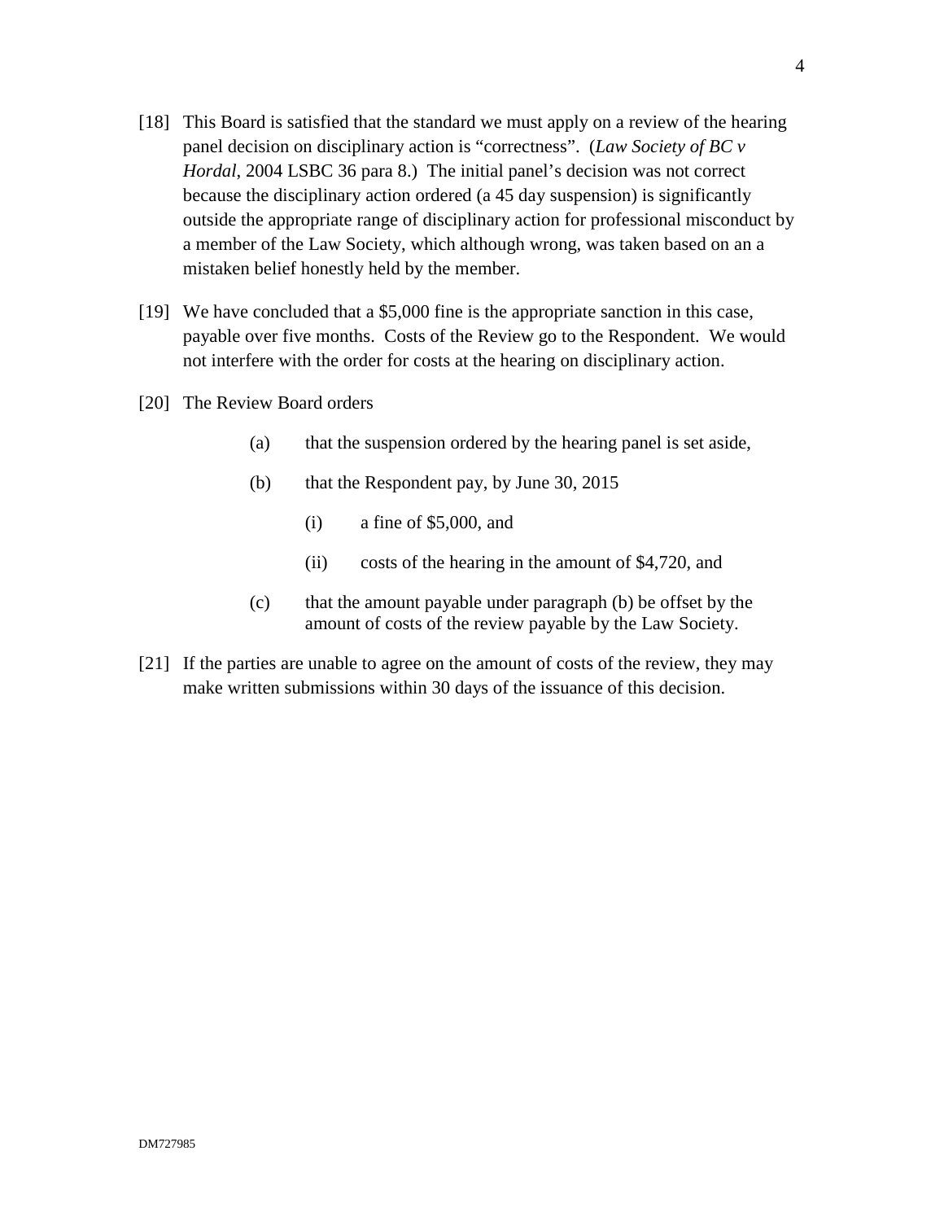[18] This Board is satisfied that the standard we must apply on a review of the hearing panel decision on disciplinary action is "correctness". (*Law Society of BC v Hordal*, 2004 LSBC 36 para 8.) The initial panel's decision was not correct because the disciplinary action ordered (a 45 day suspension) is significantly outside the appropriate range of disciplinary action for professional misconduct by a member of the Law Society, which although wrong, was taken based on an a mistaken belief honestly held by the member.

[19] We have concluded that a $5,000 fine is the appropriate sanction in this case, payable over five months. Costs of the Review go to the Respondent. We would not interfere with the order for costs at the hearing on disciplinary action.

[20] The Review Board orders

> (a) that the suspension ordered by the hearing panel is set aside,
>
> (b) that the Respondent pay, by June 30, 2015
>
> > (i) a fine of $5,000, and
> >
> > (ii) costs of the hearing in the amount of $4,720, and
>
> (c) that the amount payable under paragraph (b) be offset by the amount of costs of the review payable by the Law Society.

[21] If the parties are unable to agree on the amount of costs of the review, they may make written submissions within 30 days of the issuance of this decision.

DM727985